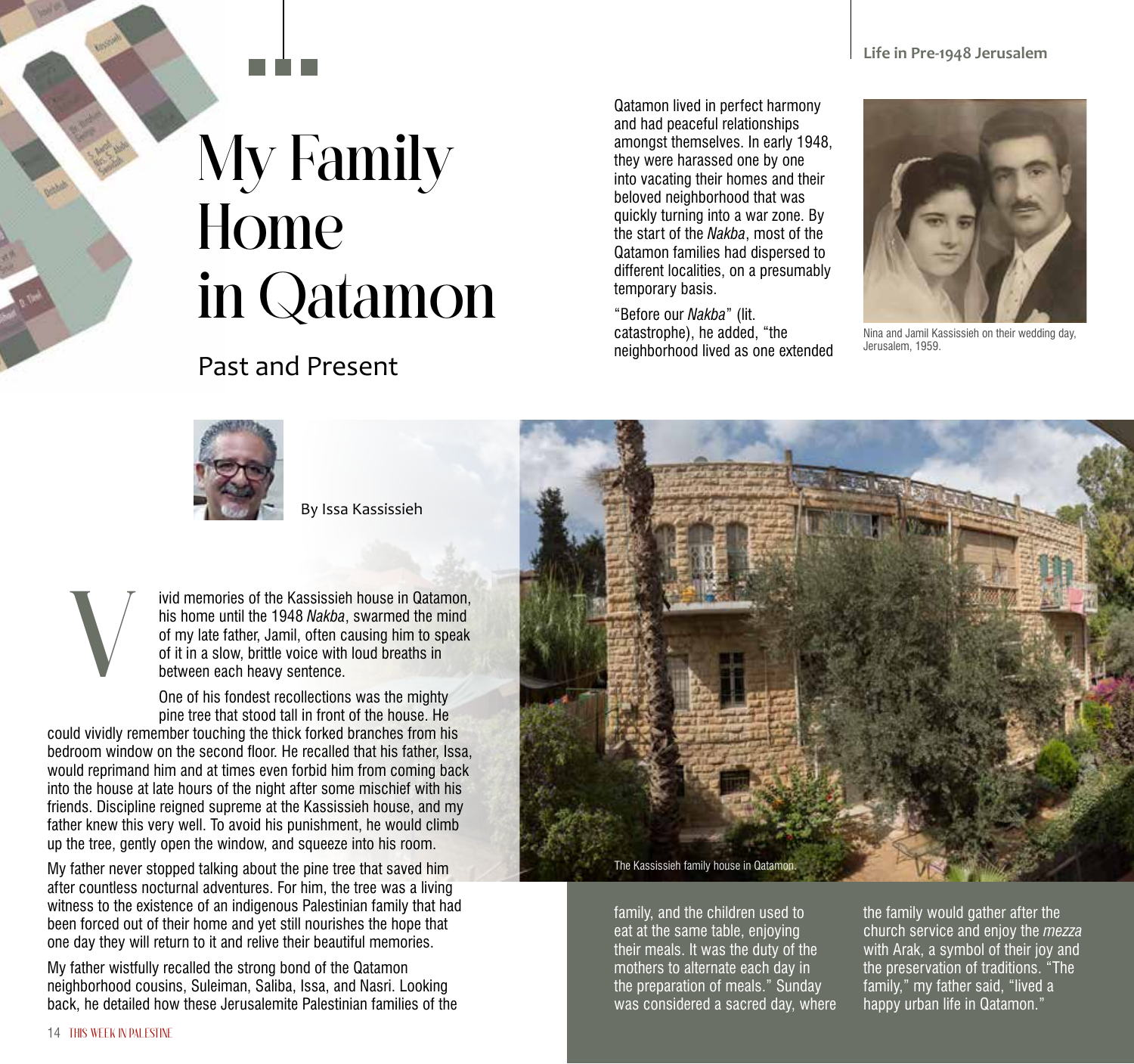# My Family Home in Qatamon

## Past and Present

By Issa Kassissieh

Vivid memories of the Kassissieh house in Qatamon, his home until the 1948 *Nakba*, swarmed the mind of my late father, Jamil, often causing him to speak of it in a slow, brittle voice with loud breaths in between each heavy sentence.

One of his fondest recollections was the mighty pine tree that stood tall in front of the house. He could vividly remember touching the thick forked branches from his bedroom window on the second floor. He recalled that his father, Issa, would reprimand him and at times even forbid him from coming back into the house at late hours of the night after some mischief with his friends. Discipline reigned supreme at the Kassissieh house, and my father knew this very well. To avoid his punishment, he would climb up the tree, gently open the window, and squeeze into his room.

My father never stopped talking about the pine tree that saved him after countless nocturnal adventures. For him, the tree was a living witness to the existence of an indigenous Palestinian family that had been forced out of their home and yet still nourishes the hope that one day they will return to it and relive their beautiful memories.

My father wistfully recalled the strong bond of the Qatamon neighborhood cousins, Suleiman, Saliba, Issa, and Nasri. Looking back, he detailed how these Jerusalemite Palestinian families of the Qatamon lived in perfect harmony and had peaceful relationships amongst themselves. In early 1948, they were harassed one by one into vacating their homes and their beloved neighborhood that was quickly turning into a war zone. By the start of the *Nakba*, most of the Qatamon families had dispersed to different localities, on a presumably temporary basis.

"Before our *Nakba*" (lit. catastrophe), he added, "the neighborhood lived as one extended family, and the children used to eat at the same table, enjoying their meals. It was the duty of the mothers to alternate each day in the preparation of meals." Sunday was considered a sacred day, where the family would gather after the church service and enjoy the *mezza* with Arak, a symbol of their joy and the preservation of traditions. "The family," my father said, "lived a happy urban life in Qatamon."

Nina and Jamil Kassissieh on their wedding day, Jerusalem, 1959.

The Kassissieh family house in Qatamon.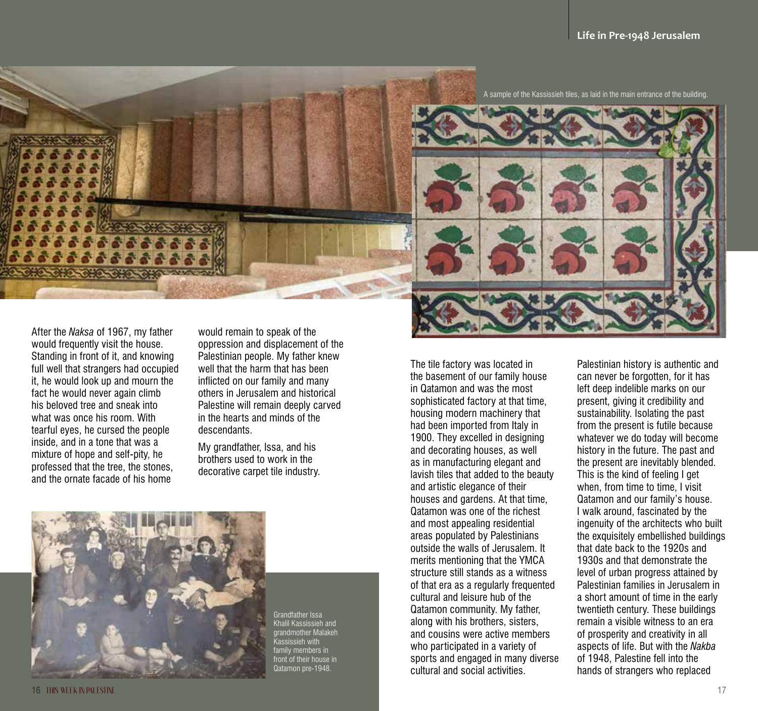A sample of the Kassissieh tiles, as laid in the main entrance of the building.

After the *Naksa* of 1967, my father would frequently visit the house. Standing in front of it, and knowing full well that strangers had occupied it, he would look up and mourn the fact he would never again climb his beloved tree and sneak into what was once his room. With tearful eyes, he cursed the people inside, and in a tone that was a mixture of hope and self-pity, he professed that the tree, the stones, and the ornate facade of his home would remain to speak of the oppression and displacement of the Palestinian people. My father knew well that the harm that has been inflicted on our family and many others in Jerusalem and historical Palestine will remain deeply carved in the hearts and minds of the descendants.

My grandfather, Issa, and his brothers used to work in the decorative carpet tile industry.

Grandfather Issa Khalil Kassissieh and grandmother Malakeh Kassissieh with family members in front of their house in Qatamon pre-1948.

The tile factory was located in the basement of our family house in Qatamon and was the most sophisticated factory at that time, housing modern machinery that had been imported from Italy in 1900. They excelled in designing and decorating houses, as well as in manufacturing elegant and lavish tiles that added to the beauty and artistic elegance of their houses and gardens. At that time, Qatamon was one of the richest and most appealing residential areas populated by Palestinians outside the walls of Jerusalem. It merits mentioning that the YMCA structure still stands as a witness of that era as a regularly frequented cultural and leisure hub of the Qatamon community. My father, along with his brothers, sisters, and cousins were active members who participated in a variety of sports and engaged in many diverse cultural and social activities.

Palestinian history is authentic and can never be forgotten, for it has left deep indelible marks on our present, giving it credibility and sustainability. Isolating the past from the present is futile because whatever we do today will become history in the future. The past and the present are inevitably blended. This is the kind of feeling I get when, from time to time, I visit Qatamon and our family's house. I walk around, fascinated by the ingenuity of the architects who built the exquisitely embellished buildings that date back to the 1920s and 1930s and that demonstrate the level of urban progress attained by Palestinian families in Jerusalem in a short amount of time in the early twentieth century. These buildings remain a visible witness to an era of prosperity and creativity in all aspects of life. But with the *Nakba* of 1948, Palestine fell into the hands of strangers who replaced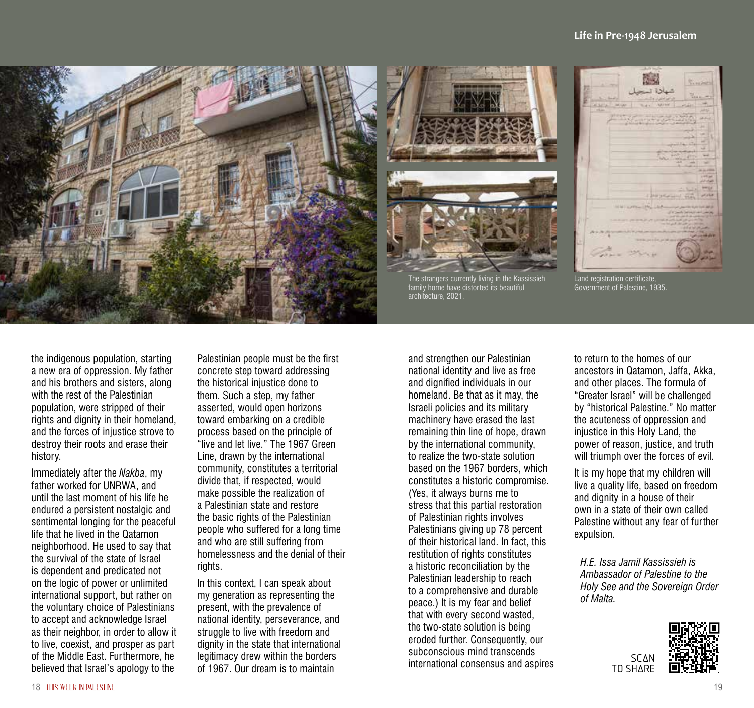The strangers currently living in the Kassissieh family home have distorted its beautiful architecture, 2021.

Land registration certificate, Government of Palestine, 1935.

the indigenous population, starting a new era of oppression. My father and his brothers and sisters, along with the rest of the Palestinian population, were stripped of their rights and dignity in their homeland, and the forces of injustice strove to destroy their roots and erase their history.

Immediately after the *Nakba*, my father worked for UNRWA, and until the last moment of his life he endured a persistent nostalgic and sentimental longing for the peaceful life that he lived in the Qatamon neighborhood. He used to say that the survival of the state of Israel is dependent and predicated not on the logic of power or unlimited international support, but rather on the voluntary choice of Palestinians to accept and acknowledge Israel as their neighbor, in order to allow it to live, coexist, and prosper as part of the Middle East. Furthermore, he believed that Israel's apology to the Palestinian people must be the first concrete step toward addressing the historical injustice done to them. Such a step, my father asserted, would open horizons toward embarking on a credible process based on the principle of "live and let live." The 1967 Green Line, drawn by the international community, constitutes a territorial divide that, if respected, would make possible the realization of a Palestinian state and restore the basic rights of the Palestinian people who suffered for a long time and who are still suffering from homelessness and the denial of their rights.

In this context, I can speak about my generation as representing the present, with the prevalence of national identity, perseverance, and struggle to live with freedom and dignity in the state that international legitimacy drew within the borders of 1967. Our dream is to maintain and strengthen our Palestinian national identity and live as free and dignified individuals in our homeland. Be that as it may, the Israeli policies and its military machinery have erased the last remaining thin line of hope, drawn by the international community, to realize the two-state solution based on the 1967 borders, which constitutes a historic compromise. (Yes, it always burns me to stress that this partial restoration of Palestinian rights involves Palestinians giving up 78 percent of their historical land. In fact, this restitution of rights constitutes a historic reconciliation by the Palestinian leadership to reach to a comprehensive and durable peace.) It is my fear and belief that with every second wasted, the two-state solution is being eroded further. Consequently, our subconscious mind transcends international consensus and aspires to return to the homes of our ancestors in Qatamon, Jaffa, Akka, and other places. The formula of "Greater Israel" will be challenged by "historical Palestine." No matter the acuteness of oppression and injustice in this Holy Land, the power of reason, justice, and truth will triumph over the forces of evil.

It is my hope that my children will live a quality life, based on freedom and dignity in a house of their own in a state of their own called Palestine without any fear of further expulsion.

*H.E. Issa Jamil Kassissieh is Ambassador of Palestine to the Holy See and the Sovereign Order of Malta.*

SCAN TO SHARE